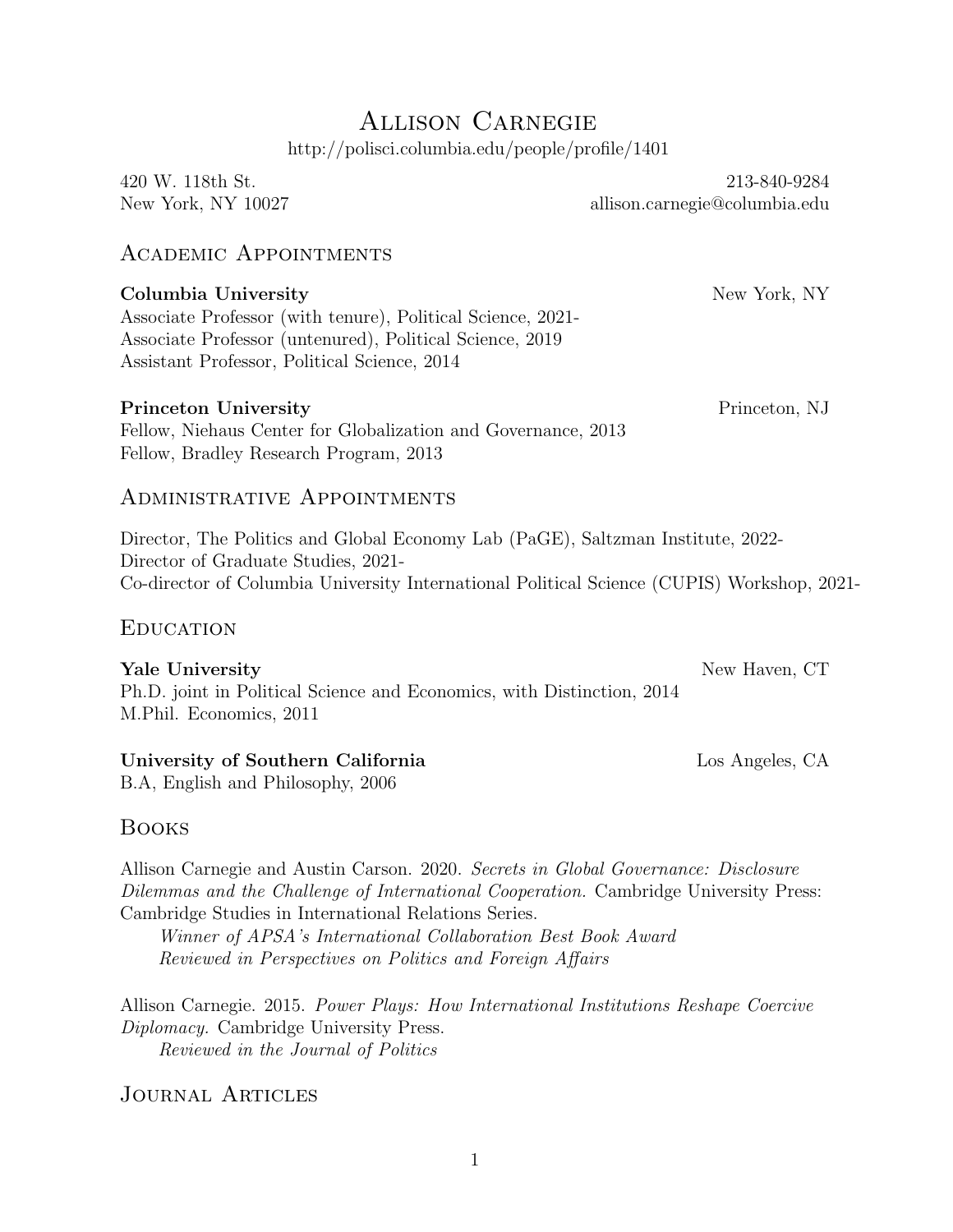# Allison Carnegie

http://polisci.columbia.edu/people/profile/1401

420 W. 118th St.
New York, NY 10027

213-840-9284
allison.carnegie@columbia.edu

## Academic Appointments

**Columbia University** — New York, NY

Associate Professor (with tenure), Political Science, 2021-
Associate Professor (untenured), Political Science, 2019
Assistant Professor, Political Science, 2014

**Princeton University** — Princeton, NJ

Fellow, Niehaus Center for Globalization and Governance, 2013
Fellow, Bradley Research Program, 2013

## Administrative Appointments

Director, The Politics and Global Economy Lab (PaGE), Saltzman Institute, 2022-
Director of Graduate Studies, 2021-
Co-director of Columbia University International Political Science (CUPIS) Workshop, 2021-

## Education

**Yale University** — New Haven, CT

Ph.D. joint in Political Science and Economics, with Distinction, 2014
M.Phil. Economics, 2011

**University of Southern California** — Los Angeles, CA

B.A, English and Philosophy, 2006

## Books

Allison Carnegie and Austin Carson. 2020. *Secrets in Global Governance: Disclosure Dilemmas and the Challenge of International Cooperation.* Cambridge University Press: Cambridge Studies in International Relations Series.
*Winner of APSA's International Collaboration Best Book Award*
*Reviewed in Perspectives on Politics and Foreign Affairs*

Allison Carnegie. 2015. *Power Plays: How International Institutions Reshape Coercive Diplomacy.* Cambridge University Press.
*Reviewed in the Journal of Politics*

## Journal Articles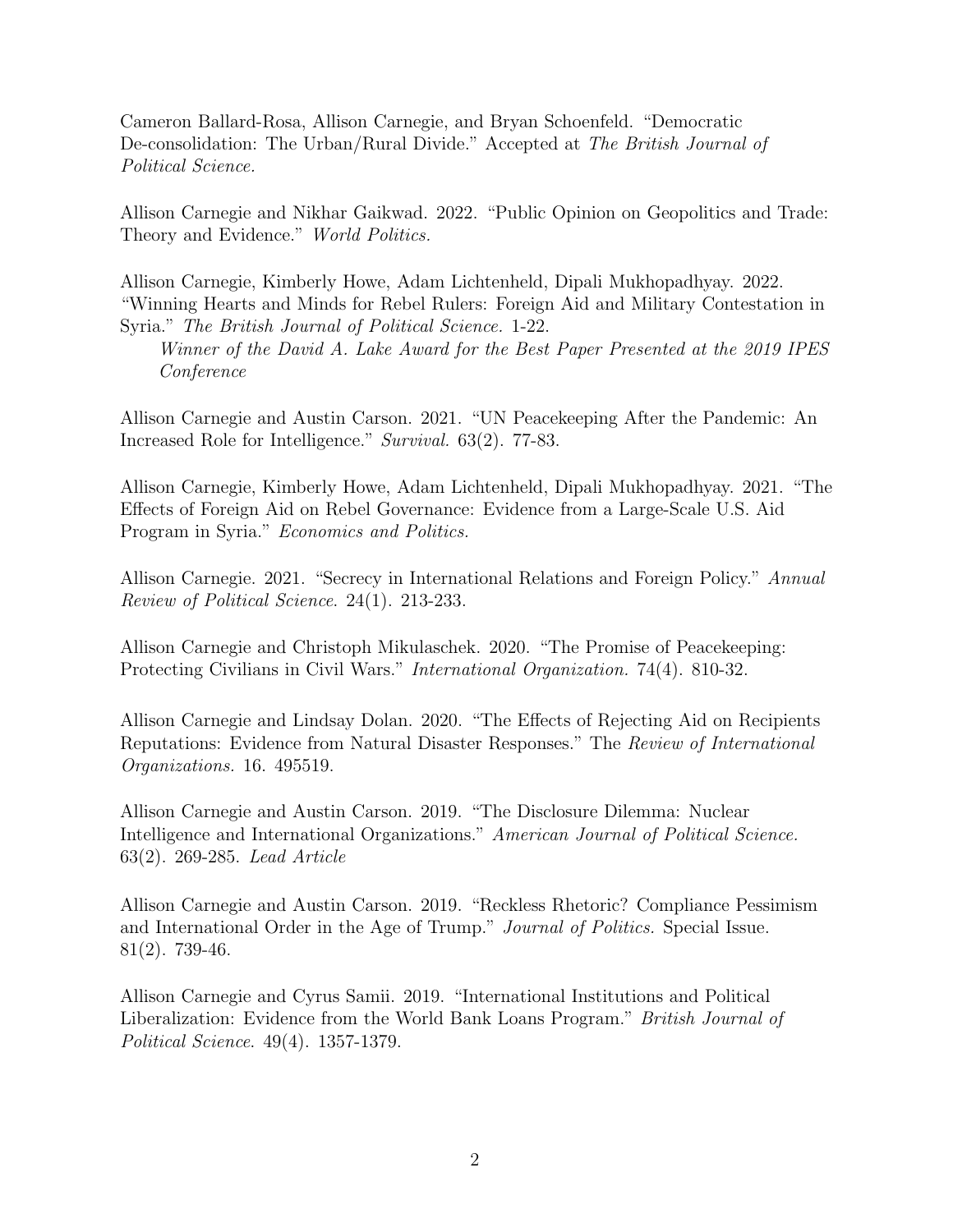Cameron Ballard-Rosa, Allison Carnegie, and Bryan Schoenfeld. "Democratic De-consolidation: The Urban/Rural Divide." Accepted at *The British Journal of Political Science.*

Allison Carnegie and Nikhar Gaikwad. 2022. "Public Opinion on Geopolitics and Trade: Theory and Evidence." *World Politics.*

Allison Carnegie, Kimberly Howe, Adam Lichtenheld, Dipali Mukhopadhyay. 2022. "Winning Hearts and Minds for Rebel Rulers: Foreign Aid and Military Contestation in Syria." *The British Journal of Political Science.* 1-22.

*Winner of the David A. Lake Award for the Best Paper Presented at the 2019 IPES Conference*

Allison Carnegie and Austin Carson. 2021. "UN Peacekeeping After the Pandemic: An Increased Role for Intelligence." *Survival.* 63(2). 77-83.

Allison Carnegie, Kimberly Howe, Adam Lichtenheld, Dipali Mukhopadhyay. 2021. "The Effects of Foreign Aid on Rebel Governance: Evidence from a Large-Scale U.S. Aid Program in Syria." *Economics and Politics.*

Allison Carnegie. 2021. "Secrecy in International Relations and Foreign Policy." *Annual Review of Political Science*. 24(1). 213-233.

Allison Carnegie and Christoph Mikulaschek. 2020. "The Promise of Peacekeeping: Protecting Civilians in Civil Wars." *International Organization.* 74(4). 810-32.

Allison Carnegie and Lindsay Dolan. 2020. "The Effects of Rejecting Aid on Recipients Reputations: Evidence from Natural Disaster Responses." The *Review of International Organizations.* 16. 495519.

Allison Carnegie and Austin Carson. 2019. "The Disclosure Dilemma: Nuclear Intelligence and International Organizations." *American Journal of Political Science.* 63(2). 269-285. *Lead Article*

Allison Carnegie and Austin Carson. 2019. "Reckless Rhetoric? Compliance Pessimism and International Order in the Age of Trump." *Journal of Politics.* Special Issue. 81(2). 739-46.

Allison Carnegie and Cyrus Samii. 2019. "International Institutions and Political Liberalization: Evidence from the World Bank Loans Program." *British Journal of Political Science*. 49(4). 1357-1379.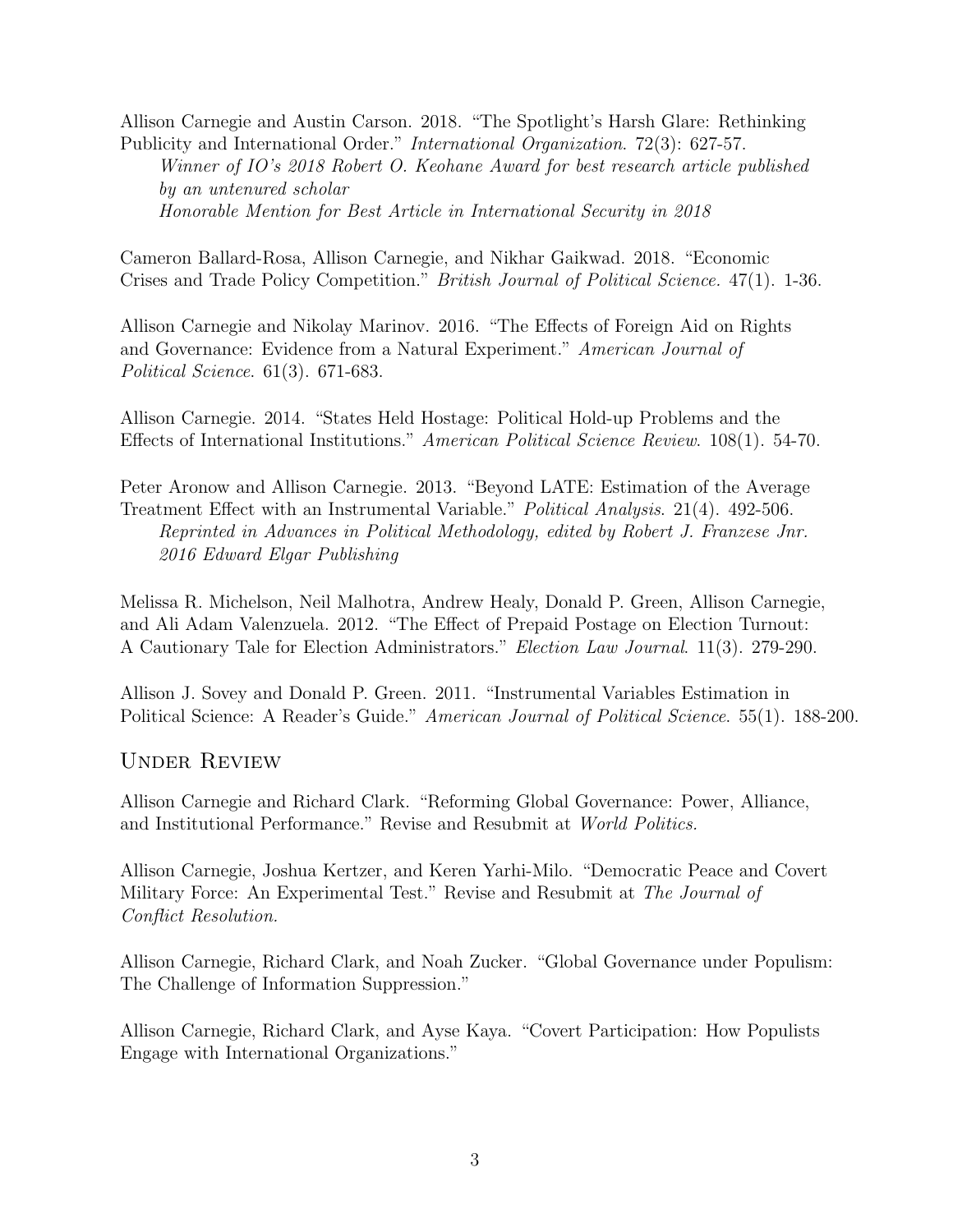Allison Carnegie and Austin Carson. 2018. "The Spotlight's Harsh Glare: Rethinking Publicity and International Order." *International Organization*. 72(3): 627-57.
*Winner of IO's 2018 Robert O. Keohane Award for best research article published by an untenured scholar*
*Honorable Mention for Best Article in International Security in 2018*

Cameron Ballard-Rosa, Allison Carnegie, and Nikhar Gaikwad. 2018. "Economic Crises and Trade Policy Competition." *British Journal of Political Science*. 47(1). 1-36.

Allison Carnegie and Nikolay Marinov. 2016. "The Effects of Foreign Aid on Rights and Governance: Evidence from a Natural Experiment." *American Journal of Political Science*. 61(3). 671-683.

Allison Carnegie. 2014. "States Held Hostage: Political Hold-up Problems and the Effects of International Institutions." *American Political Science Review*. 108(1). 54-70.

Peter Aronow and Allison Carnegie. 2013. "Beyond LATE: Estimation of the Average Treatment Effect with an Instrumental Variable." *Political Analysis*. 21(4). 492-506.
*Reprinted in Advances in Political Methodology, edited by Robert J. Franzese Jnr. 2016 Edward Elgar Publishing*

Melissa R. Michelson, Neil Malhotra, Andrew Healy, Donald P. Green, Allison Carnegie, and Ali Adam Valenzuela. 2012. "The Effect of Prepaid Postage on Election Turnout: A Cautionary Tale for Election Administrators." *Election Law Journal*. 11(3). 279-290.

Allison J. Sovey and Donald P. Green. 2011. "Instrumental Variables Estimation in Political Science: A Reader's Guide." *American Journal of Political Science*. 55(1). 188-200.

## Under Review

Allison Carnegie and Richard Clark. "Reforming Global Governance: Power, Alliance, and Institutional Performance." Revise and Resubmit at *World Politics.*

Allison Carnegie, Joshua Kertzer, and Keren Yarhi-Milo. "Democratic Peace and Covert Military Force: An Experimental Test." Revise and Resubmit at *The Journal of Conflict Resolution.*

Allison Carnegie, Richard Clark, and Noah Zucker. "Global Governance under Populism: The Challenge of Information Suppression."

Allison Carnegie, Richard Clark, and Ayse Kaya. "Covert Participation: How Populists Engage with International Organizations."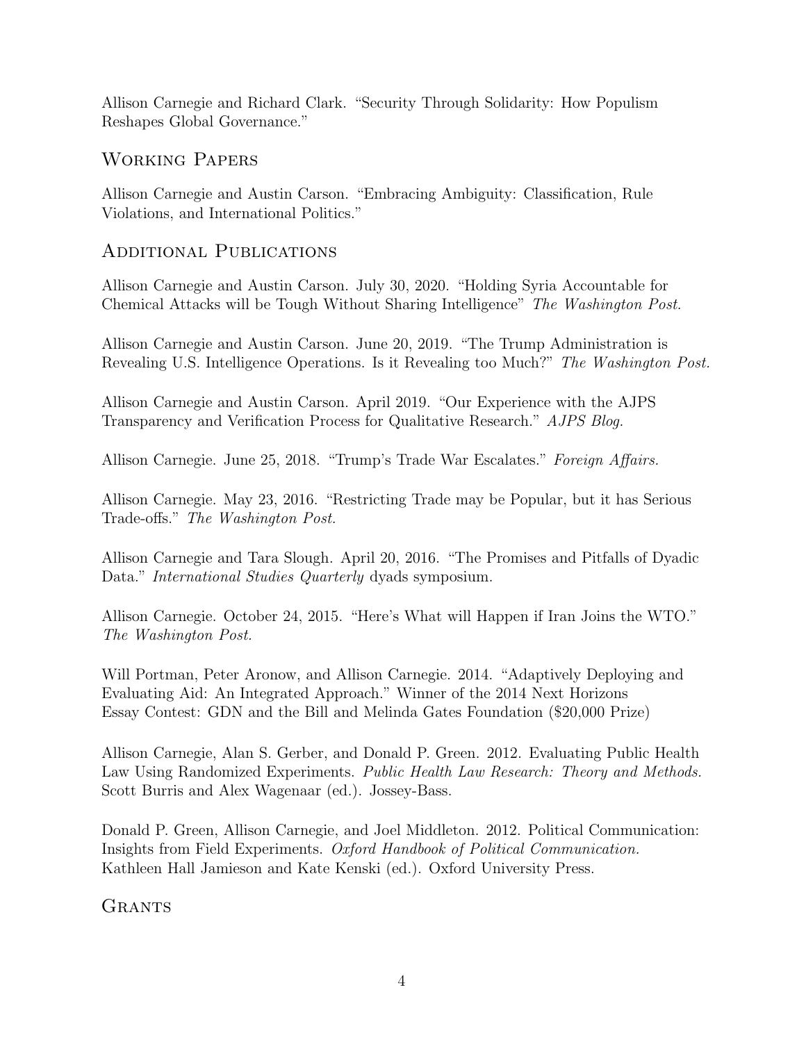Allison Carnegie and Richard Clark. "Security Through Solidarity: How Populism Reshapes Global Governance."

## Working Papers

Allison Carnegie and Austin Carson. "Embracing Ambiguity: Classification, Rule Violations, and International Politics."

## Additional Publications

Allison Carnegie and Austin Carson. July 30, 2020. "Holding Syria Accountable for Chemical Attacks will be Tough Without Sharing Intelligence" *The Washington Post.*

Allison Carnegie and Austin Carson. June 20, 2019. "The Trump Administration is Revealing U.S. Intelligence Operations. Is it Revealing too Much?" *The Washington Post.*

Allison Carnegie and Austin Carson. April 2019. "Our Experience with the AJPS Transparency and Verification Process for Qualitative Research." *AJPS Blog.*

Allison Carnegie. June 25, 2018. "Trump's Trade War Escalates." *Foreign Affairs.*

Allison Carnegie. May 23, 2016. "Restricting Trade may be Popular, but it has Serious Trade-offs." *The Washington Post.*

Allison Carnegie and Tara Slough. April 20, 2016. "The Promises and Pitfalls of Dyadic Data." *International Studies Quarterly* dyads symposium.

Allison Carnegie. October 24, 2015. "Here's What will Happen if Iran Joins the WTO." *The Washington Post.*

Will Portman, Peter Aronow, and Allison Carnegie. 2014. "Adaptively Deploying and Evaluating Aid: An Integrated Approach." Winner of the 2014 Next Horizons Essay Contest: GDN and the Bill and Melinda Gates Foundation ($20,000 Prize)

Allison Carnegie, Alan S. Gerber, and Donald P. Green. 2012. Evaluating Public Health Law Using Randomized Experiments. *Public Health Law Research: Theory and Methods.* Scott Burris and Alex Wagenaar (ed.). Jossey-Bass.

Donald P. Green, Allison Carnegie, and Joel Middleton. 2012. Political Communication: Insights from Field Experiments. *Oxford Handbook of Political Communication.* Kathleen Hall Jamieson and Kate Kenski (ed.). Oxford University Press.

## Grants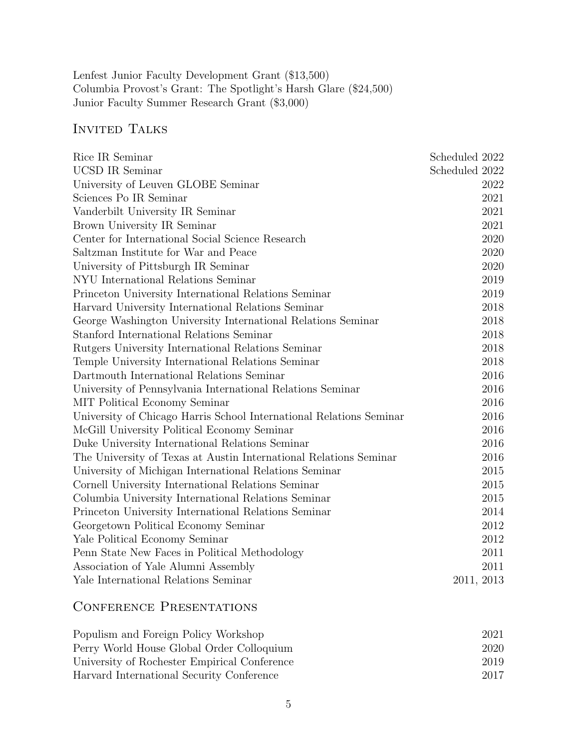Lenfest Junior Faculty Development Grant ($13,500)
Columbia Provost's Grant: The Spotlight's Harsh Glare ($24,500)
Junior Faculty Summer Research Grant ($3,000)

## Invited Talks

| | |
|---|---|
| Rice IR Seminar | Scheduled 2022 |
| UCSD IR Seminar | Scheduled 2022 |
| University of Leuven GLOBE Seminar | 2022 |
| Sciences Po IR Seminar | 2021 |
| Vanderbilt University IR Seminar | 2021 |
| Brown University IR Seminar | 2021 |
| Center for International Social Science Research | 2020 |
| Saltzman Institute for War and Peace | 2020 |
| University of Pittsburgh IR Seminar | 2020 |
| NYU International Relations Seminar | 2019 |
| Princeton University International Relations Seminar | 2019 |
| Harvard University International Relations Seminar | 2018 |
| George Washington University International Relations Seminar | 2018 |
| Stanford International Relations Seminar | 2018 |
| Rutgers University International Relations Seminar | 2018 |
| Temple University International Relations Seminar | 2018 |
| Dartmouth International Relations Seminar | 2016 |
| University of Pennsylvania International Relations Seminar | 2016 |
| MIT Political Economy Seminar | 2016 |
| University of Chicago Harris School International Relations Seminar | 2016 |
| McGill University Political Economy Seminar | 2016 |
| Duke University International Relations Seminar | 2016 |
| The University of Texas at Austin International Relations Seminar | 2016 |
| University of Michigan International Relations Seminar | 2015 |
| Cornell University International Relations Seminar | 2015 |
| Columbia University International Relations Seminar | 2015 |
| Princeton University International Relations Seminar | 2014 |
| Georgetown Political Economy Seminar | 2012 |
| Yale Political Economy Seminar | 2012 |
| Penn State New Faces in Political Methodology | 2011 |
| Association of Yale Alumni Assembly | 2011 |
| Yale International Relations Seminar | 2011, 2013 |

## Conference Presentations

| | |
|---|---|
| Populism and Foreign Policy Workshop | 2021 |
| Perry World House Global Order Colloquium | 2020 |
| University of Rochester Empirical Conference | 2019 |
| Harvard International Security Conference | 2017 |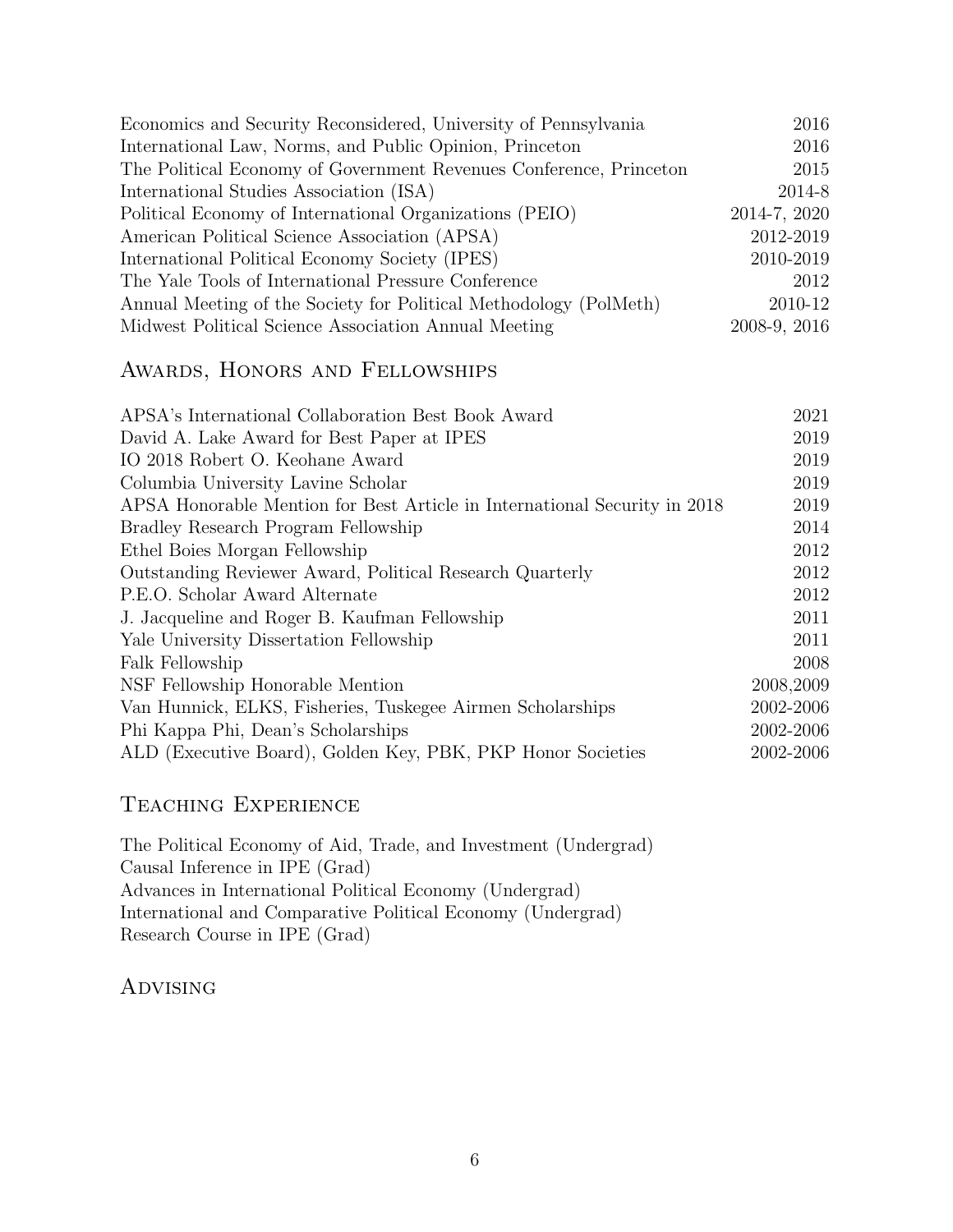| | |
|---|---|
| Economics and Security Reconsidered, University of Pennsylvania | 2016 |
| International Law, Norms, and Public Opinion, Princeton | 2016 |
| The Political Economy of Government Revenues Conference, Princeton | 2015 |
| International Studies Association (ISA) | 2014-8 |
| Political Economy of International Organizations (PEIO) | 2014-7, 2020 |
| American Political Science Association (APSA) | 2012-2019 |
| International Political Economy Society (IPES) | 2010-2019 |
| The Yale Tools of International Pressure Conference | 2012 |
| Annual Meeting of the Society for Political Methodology (PolMeth) | 2010-12 |
| Midwest Political Science Association Annual Meeting | 2008-9, 2016 |

## Awards, Honors and Fellowships

| | |
|---|---|
| APSA's International Collaboration Best Book Award | 2021 |
| David A. Lake Award for Best Paper at IPES | 2019 |
| IO 2018 Robert O. Keohane Award | 2019 |
| Columbia University Lavine Scholar | 2019 |
| APSA Honorable Mention for Best Article in International Security in 2018 | 2019 |
| Bradley Research Program Fellowship | 2014 |
| Ethel Boies Morgan Fellowship | 2012 |
| Outstanding Reviewer Award, Political Research Quarterly | 2012 |
| P.E.O. Scholar Award Alternate | 2012 |
| J. Jacqueline and Roger B. Kaufman Fellowship | 2011 |
| Yale University Dissertation Fellowship | 2011 |
| Falk Fellowship | 2008 |
| NSF Fellowship Honorable Mention | 2008,2009 |
| Van Hunnick, ELKS, Fisheries, Tuskegee Airmen Scholarships | 2002-2006 |
| Phi Kappa Phi, Dean's Scholarships | 2002-2006 |
| ALD (Executive Board), Golden Key, PBK, PKP Honor Societies | 2002-2006 |

## Teaching Experience

The Political Economy of Aid, Trade, and Investment (Undergrad)
Causal Inference in IPE (Grad)
Advances in International Political Economy (Undergrad)
International and Comparative Political Economy (Undergrad)
Research Course in IPE (Grad)

## Advising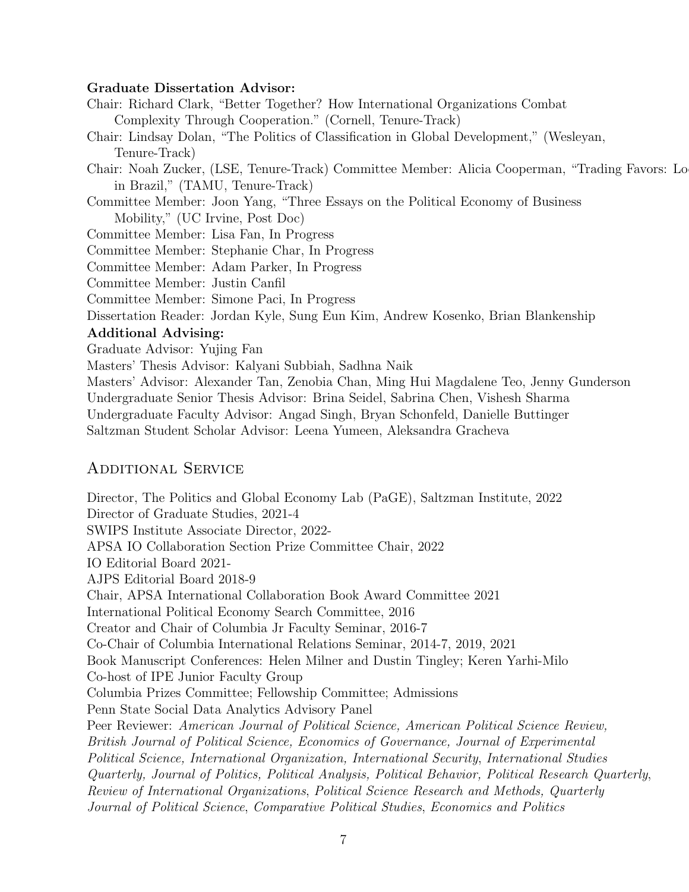**Graduate Dissertation Advisor:**

Chair: Richard Clark, "Better Together? How International Organizations Combat Complexity Through Cooperation." (Cornell, Tenure-Track)

Chair: Lindsay Dolan, "The Politics of Classification in Global Development," (Wesleyan, Tenure-Track)

Chair: Noah Zucker, (LSE, Tenure-Track) Committee Member: Alicia Cooperman, "Trading Favors: Lo in Brazil," (TAMU, Tenure-Track)

Committee Member: Joon Yang, "Three Essays on the Political Economy of Business Mobility," (UC Irvine, Post Doc)

Committee Member: Lisa Fan, In Progress

Committee Member: Stephanie Char, In Progress

Committee Member: Adam Parker, In Progress

Committee Member: Justin Canfil

Committee Member: Simone Paci, In Progress

Dissertation Reader: Jordan Kyle, Sung Eun Kim, Andrew Kosenko, Brian Blankenship

**Additional Advising:**

Graduate Advisor: Yujing Fan

Masters' Thesis Advisor: Kalyani Subbiah, Sadhna Naik

Masters' Advisor: Alexander Tan, Zenobia Chan, Ming Hui Magdalene Teo, Jenny Gunderson

Undergraduate Senior Thesis Advisor: Brina Seidel, Sabrina Chen, Vishesh Sharma

Undergraduate Faculty Advisor: Angad Singh, Bryan Schonfeld, Danielle Buttinger

Saltzman Student Scholar Advisor: Leena Yumeen, Aleksandra Gracheva

## Additional Service

Director, The Politics and Global Economy Lab (PaGE), Saltzman Institute, 2022

Director of Graduate Studies, 2021-4

SWIPS Institute Associate Director, 2022-

APSA IO Collaboration Section Prize Committee Chair, 2022

IO Editorial Board 2021-

AJPS Editorial Board 2018-9

Chair, APSA International Collaboration Book Award Committee 2021

International Political Economy Search Committee, 2016

Creator and Chair of Columbia Jr Faculty Seminar, 2016-7

Co-Chair of Columbia International Relations Seminar, 2014-7, 2019, 2021

Book Manuscript Conferences: Helen Milner and Dustin Tingley; Keren Yarhi-Milo

Co-host of IPE Junior Faculty Group

Columbia Prizes Committee; Fellowship Committee; Admissions

Penn State Social Data Analytics Advisory Panel

Peer Reviewer: *American Journal of Political Science, American Political Science Review, British Journal of Political Science, Economics of Governance, Journal of Experimental Political Science, International Organization, International Security, International Studies Quarterly, Journal of Politics, Political Analysis, Political Behavior, Political Research Quarterly, Review of International Organizations, Political Science Research and Methods, Quarterly Journal of Political Science, Comparative Political Studies, Economics and Politics*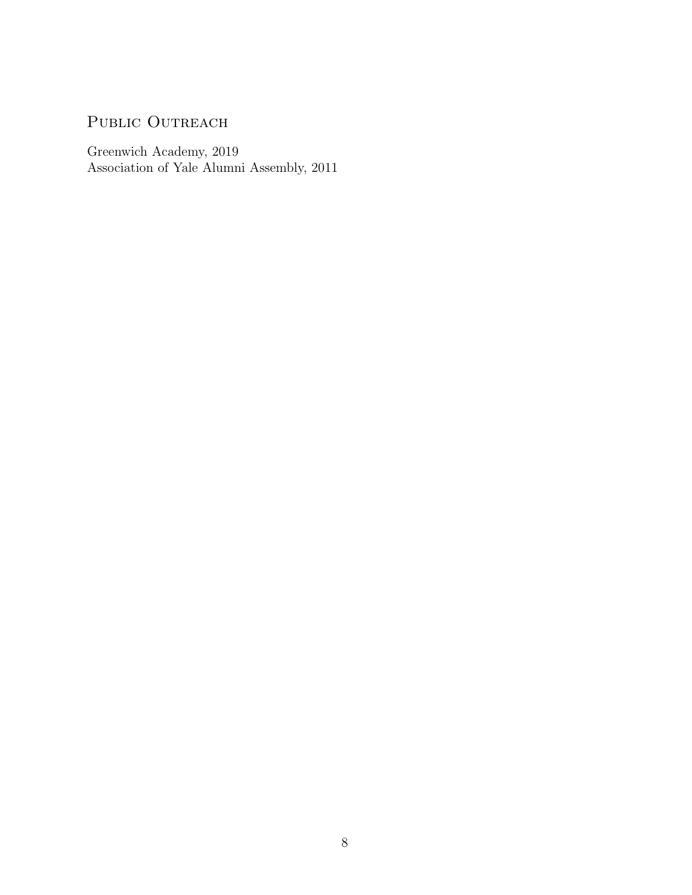## Public Outreach

Greenwich Academy, 2019
Association of Yale Alumni Assembly, 2011